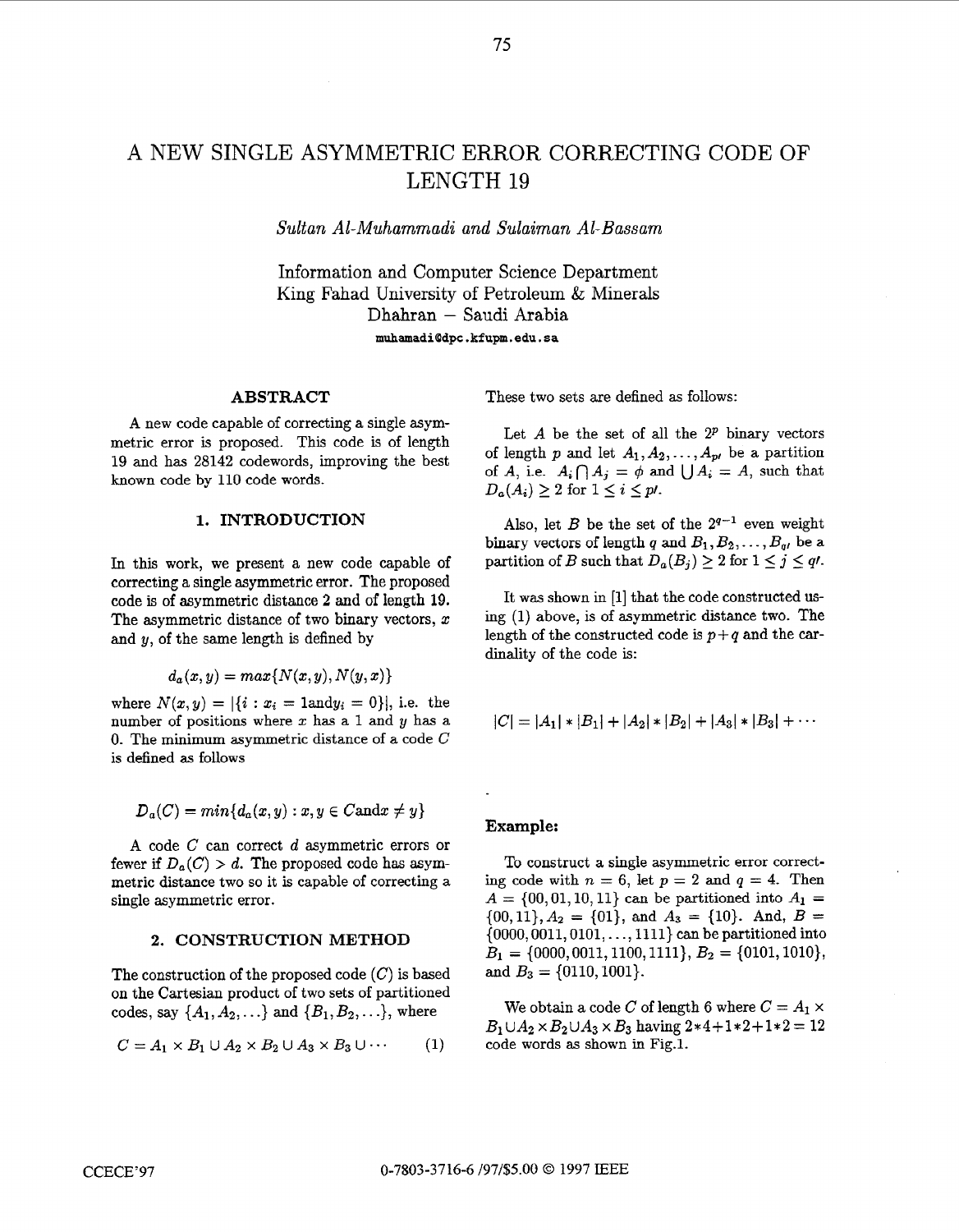# A NEW SINGLE ASYMMETRIC ERROR CORRECTING CODE OF LENGTH 19

*Sultan Al-Muhammadi and Sulaiman Al-Bassam*

Information and Computer Science Department
King Fahad University of Petroleum & Minerals
Dhahran – Saudi Arabia
muhamadi@dpc.kfupm.edu.sa

## ABSTRACT

A new code capable of correcting a single asymmetric error is proposed. This code is of length 19 and has 28142 codewords, improving the best known code by 110 code words.

## 1. INTRODUCTION

In this work, we present a new code capable of correcting a single asymmetric error. The proposed code is of asymmetric distance 2 and of length 19. The asymmetric distance of two binary vectors, $x$ and $y$, of the same length is defined by

$$d_a(x, y) = max\{N(x, y), N(y, x)\}$$

where $N(x, y) = |\{i : x_i = 1 \text{and} y_i = 0\}|$, i.e. the number of positions where $x$ has a 1 and $y$ has a 0. The minimum asymmetric distance of a code $C$ is defined as follows

$$D_a(C) = min\{d_a(x, y) : x, y \in C \text{and} x \neq y\}$$

A code $C$ can correct $d$ asymmetric errors or fewer if $D_a(C) > d$. The proposed code has asymmetric distance two so it is capable of correcting a single asymmetric error.

## 2. CONSTRUCTION METHOD

The construction of the proposed code ($C$) is based on the Cartesian product of two sets of partitioned codes, say $\{A_1, A_2, \ldots\}$ and $\{B_1, B_2, \ldots\}$, where

$$C = A_1 \times B_1 \cup A_2 \times B_2 \cup A_3 \times B_3 \cup \cdots \quad (1)$$

These two sets are defined as follows:

Let $A$ be the set of all the $2^p$ binary vectors of length $p$ and let $A_1, A_2, \ldots, A_{p\prime}$ be a partition of $A$, i.e. $A_i \bigcap A_j = \phi$ and $\bigcup A_i = A$, such that $D_a(A_i) \geq 2$ for $1 \leq i \leq p\prime$.

Also, let $B$ be the set of the $2^{q-1}$ even weight binary vectors of length $q$ and $B_1, B_2, \ldots, B_{q\prime}$ be a partition of $B$ such that $D_a(B_j) \geq 2$ for $1 \leq j \leq q\prime$.

It was shown in [1] that the code constructed using (1) above, is of asymmetric distance two. The length of the constructed code is $p+q$ and the cardinality of the code is:

$$|C| = |A_1| * |B_1| + |A_2| * |B_2| + |A_3| * |B_3| + \cdots$$

**Example:**

To construct a single asymmetric error correcting code with $n = 6$, let $p = 2$ and $q = 4$. Then $A = \{00, 01, 10, 11\}$ can be partitioned into $A_1 = \{00, 11\}, A_2 = \{01\}$, and $A_3 = \{10\}$. And, $B = \{0000, 0011, 0101, \ldots, 1111\}$ can be partitioned into $B_1 = \{0000, 0011, 1100, 1111\}$, $B_2 = \{0101, 1010\}$, and $B_3 = \{0110, 1001\}$.

We obtain a code $C$ of length 6 where $C = A_1 \times B_1 \cup A_2 \times B_2 \cup A_3 \times B_3$ having $2*4+1*2+1*2 = 12$ code words as shown in Fig.1.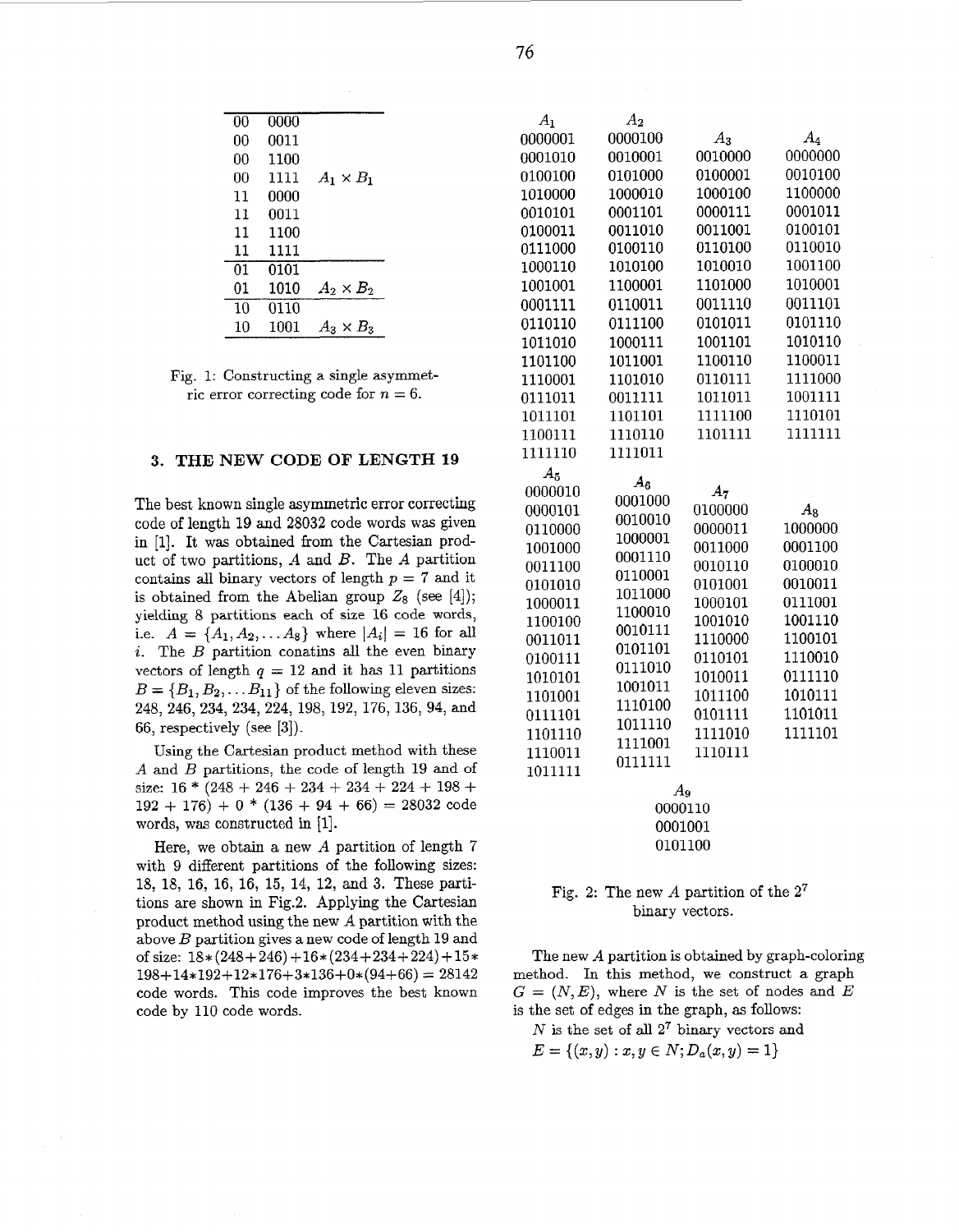| | | |
|---|---|---|
| 00 | 0000 | |
| 00 | 0011 | |
| 00 | 1100 | |
| 00 | 1111 | $A_1 \times B_1$ |
| 11 | 0000 | |
| 11 | 0011 | |
| 11 | 1100 | |
| 11 | 1111 | |
| 01 | 0101 | |
| 01 | 1010 | $A_2 \times B_2$ |
| 10 | 0110 | |
| 10 | 1001 | $A_3 \times B_3$ |

Fig. 1: Constructing a single asymmetric error correcting code for $n = 6$.

## 3. THE NEW CODE OF LENGTH 19

The best known single asymmetric error correcting code of length 19 and 28032 code words was given in [1]. It was obtained from the Cartesian product of two partitions, $A$ and $B$. The $A$ partition contains all binary vectors of length $p = 7$ and it is obtained from the Abelian group $Z_8$ (see [4]); yielding 8 partitions each of size 16 code words, i.e. $A = \{A_1, A_2, \ldots A_8\}$ where $|A_i| = 16$ for all $i$. The $B$ partition conatins all the even binary vectors of length $q = 12$ and it has 11 partitions $B = \{B_1, B_2, \ldots B_{11}\}$ of the following eleven sizes: 248, 246, 234, 234, 224, 198, 192, 176, 136, 94, and 66, respectively (see [3]).

Using the Cartesian product method with these $A$ and $B$ partitions, the code of length 19 and of size: $16 * (248 + 246 + 234 + 234 + 224 + 198 + 192 + 176) + 0 * (136 + 94 + 66) = 28032$ code words, was constructed in [1].

Here, we obtain a new $A$ partition of length 7 with 9 different partitions of the following sizes: 18, 18, 16, 16, 16, 15, 14, 12, and 3. These partitions are shown in Fig.2. Applying the Cartesian product method using the new $A$ partition with the above $B$ partition gives a new code of length 19 and of size: $18*(248+246)+16*(234+234+224)+15*198+14*192+12*176+3*136+0*(94+66) = 28142$ code words. This code improves the best known code by 110 code words.

| $A_1$ | $A_2$ | $A_3$ | $A_4$ |
|---|---|---|---|
| 0000001 | 0000100 | 0010000 | 0000000 |
| 0001010 | 0010001 | 0100001 | 0010100 |
| 0100100 | 0101000 | 1000100 | 1100000 |
| 1010000 | 1000010 | 0000111 | 0001011 |
| 0010101 | 0001101 | 0011001 | 0100101 |
| 0100011 | 0011010 | 0110100 | 0110010 |
| 0111000 | 0100110 | 1010010 | 1001100 |
| 1000110 | 1010100 | 1101000 | 1010001 |
| 1001001 | 1100001 | 0011110 | 0011101 |
| 0001111 | 0110011 | 0101011 | 0101110 |
| 0110110 | 0111100 | 1001101 | 1010110 |
| 1011010 | 1000111 | 1100110 | 1100011 |
| 1101100 | 1011001 | 0110111 | 1111000 |
| 1110001 | 1101010 | 1011011 | 1001111 |
| 0111011 | 0011111 | 1111100 | 1110101 |
| 1011101 | 1101101 | 1101111 | 1111111 |
| 1100111 | 1110110 | | |
| 1111110 | 1111011 | | |

| $A_5$ | $A_6$ | $A_7$ | $A_8$ |
|---|---|---|---|
| 0000010 | 0001000 | 0100000 | 1000000 |
| 0000101 | 0010010 | 0000011 | 0001100 |
| 0110000 | 1000001 | 0011000 | 0100010 |
| 1001000 | 0001110 | 0010110 | 0010011 |
| 0011100 | 0110001 | 0101001 | 0111001 |
| 0101010 | 1011000 | 1000101 | 1001110 |
| 1000011 | 1100010 | 1001010 | 1100101 |
| 1100100 | 0010111 | 1110000 | 1110010 |
| 0011011 | 0101101 | 0110101 | 0111110 |
| 0100111 | 0111010 | 1010011 | 1010111 |
| 1010101 | 1001011 | 1011100 | 1101011 |
| 1101001 | 1110100 | 0101111 | 1111101 |
| 0111101 | 1011110 | 1111010 | |
| 1101110 | 1111001 | 1110111 | |
| 1110011 | 0111111 | | |
| 1011111 | | | |

| $A_9$ |
|---|
| 0000110 |
| 0001001 |
| 0101100 |

Fig. 2: The new $A$ partition of the $2^7$ binary vectors.

The new $A$ partition is obtained by graph-coloring method. In this method, we construct a graph $G = (N, E)$, where $N$ is the set of nodes and $E$ is the set of edges in the graph, as follows:

$N$ is the set of all $2^7$ binary vectors and

$E = \{(x, y) : x, y \in N; D_a(x, y) = 1\}$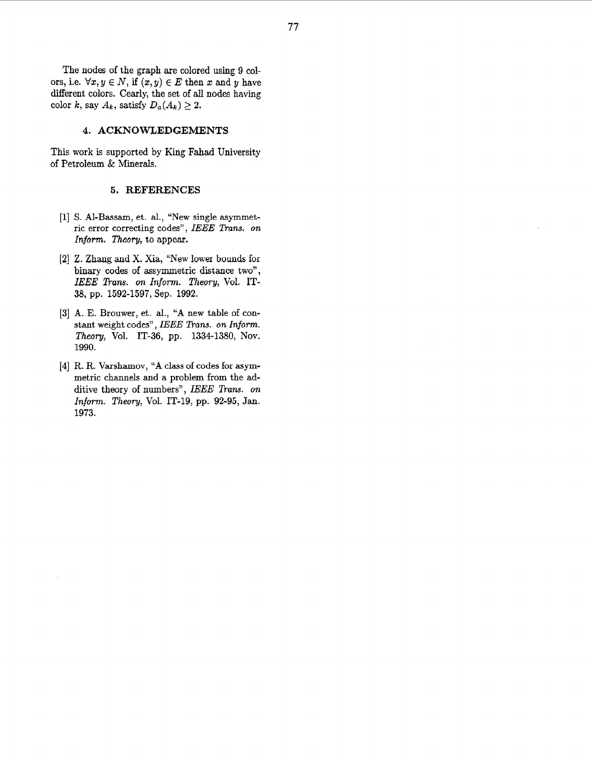The nodes of the graph are colored using 9 colors, i.e. $\forall x, y \in N$, if $(x, y) \in E$ then $x$ and $y$ have different colors. Cearly, the set of all nodes having color $k$, say $A_k$, satisfy $D_a(A_k) \geq 2$.

## 4. ACKNOWLEDGEMENTS

This work is supported by King Fahad University of Petroleum & Minerals.

## 5. REFERENCES

[1] S. Al-Bassam, et. al., "New single asymmetric error correcting codes", *IEEE Trans. on Inform. Theory*, to appear.

[2] Z. Zhang and X. Xia, "New lower bounds for binary codes of assymmetric distance two", *IEEE Trans. on Inform. Theory*, Vol. IT-38, pp. 1592-1597, Sep. 1992.

[3] A. E. Brouwer, et. al., "A new table of constant weight codes", *IEEE Trans. on Inform. Theory*, Vol. IT-36, pp. 1334-1380, Nov. 1990.

[4] R. R. Varshamov, "A class of codes for asymmetric channels and a problem from the additive theory of numbers", *IEEE Trans. on Inform. Theory*, Vol. IT-19, pp. 92-95, Jan. 1973.